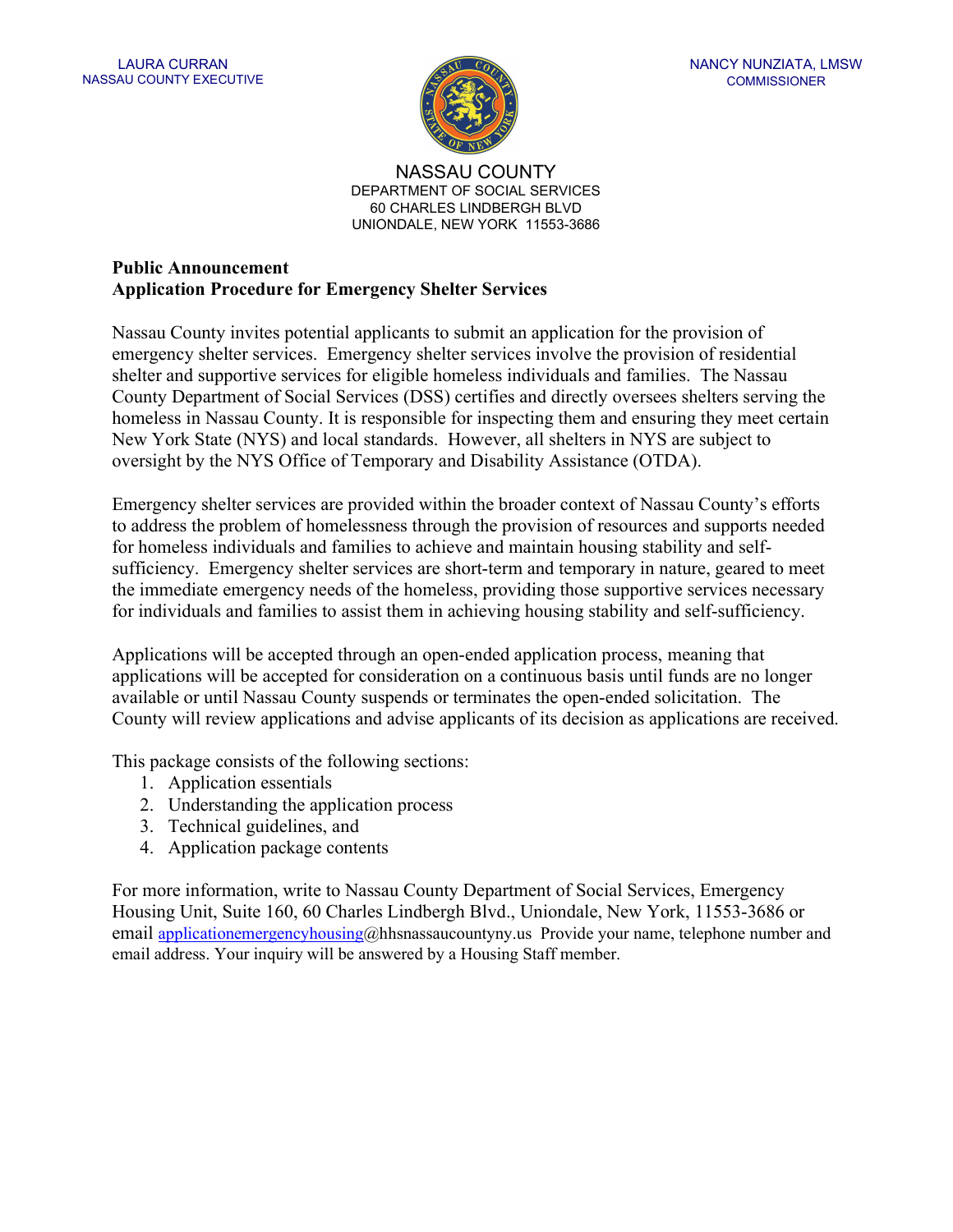LAURA CURRAN
NASSAU COUNTY EXECUTIVE

NANCY NUNZIATA, LMSW
COMMISSIONER

NASSAU COUNTY
DEPARTMENT OF SOCIAL SERVICES
60 CHARLES LINDBERGH BLVD
UNIONDALE, NEW YORK 11553-3686

**Public Announcement**
**Application Procedure for Emergency Shelter Services**

Nassau County invites potential applicants to submit an application for the provision of emergency shelter services. Emergency shelter services involve the provision of residential shelter and supportive services for eligible homeless individuals and families. The Nassau County Department of Social Services (DSS) certifies and directly oversees shelters serving the homeless in Nassau County. It is responsible for inspecting them and ensuring they meet certain New York State (NYS) and local standards. However, all shelters in NYS are subject to oversight by the NYS Office of Temporary and Disability Assistance (OTDA).

Emergency shelter services are provided within the broader context of Nassau County's efforts to address the problem of homelessness through the provision of resources and supports needed for homeless individuals and families to achieve and maintain housing stability and self-sufficiency. Emergency shelter services are short-term and temporary in nature, geared to meet the immediate emergency needs of the homeless, providing those supportive services necessary for individuals and families to assist them in achieving housing stability and self-sufficiency.

Applications will be accepted through an open-ended application process, meaning that applications will be accepted for consideration on a continuous basis until funds are no longer available or until Nassau County suspends or terminates the open-ended solicitation. The County will review applications and advise applicants of its decision as applications are received.

This package consists of the following sections:

1. Application essentials
2. Understanding the application process
3. Technical guidelines, and
4. Application package contents

For more information, write to Nassau County Department of Social Services, Emergency Housing Unit, Suite 160, 60 Charles Lindbergh Blvd., Uniondale, New York, 11553-3686 or email applicationemergencyhousing@hhsnassaucountyny.us Provide your name, telephone number and email address. Your inquiry will be answered by a Housing Staff member.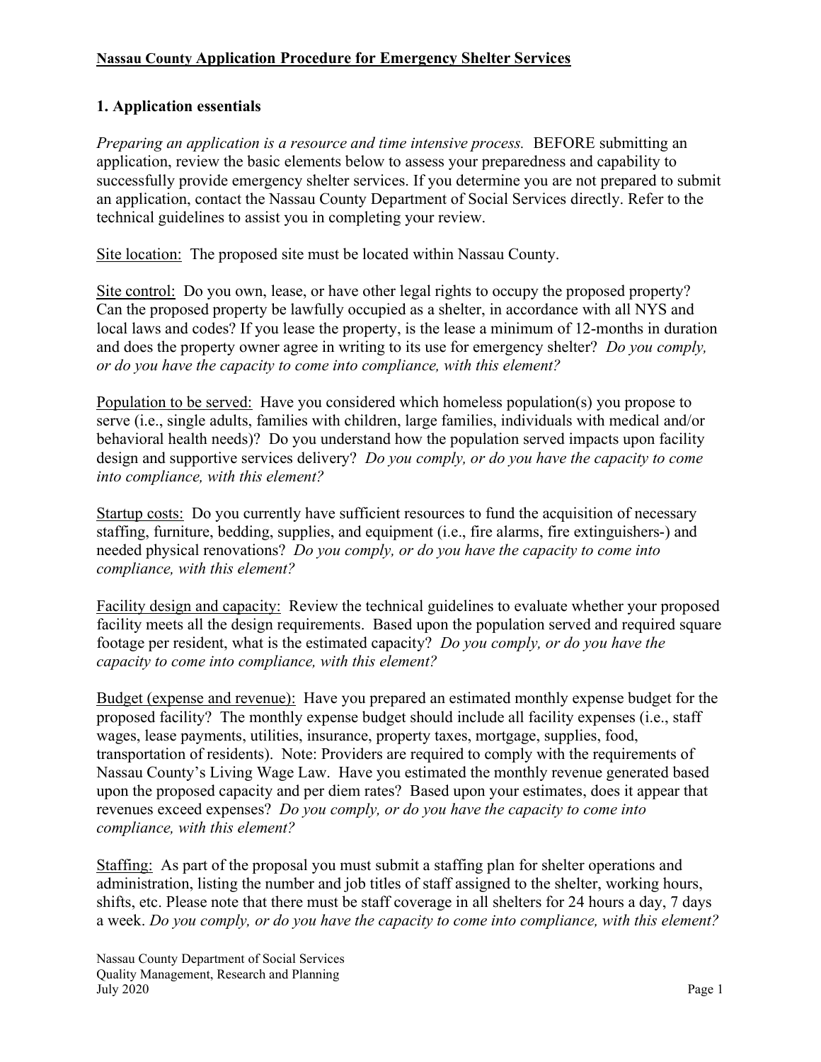**Nassau County Application Procedure for Emergency Shelter Services**

## 1. Application essentials

*Preparing an application is a resource and time intensive process.* BEFORE submitting an application, review the basic elements below to assess your preparedness and capability to successfully provide emergency shelter services. If you determine you are not prepared to submit an application, contact the Nassau County Department of Social Services directly. Refer to the technical guidelines to assist you in completing your review.

<u>Site location:</u> The proposed site must be located within Nassau County.

<u>Site control:</u> Do you own, lease, or have other legal rights to occupy the proposed property? Can the proposed property be lawfully occupied as a shelter, in accordance with all NYS and local laws and codes? If you lease the property, is the lease a minimum of 12-months in duration and does the property owner agree in writing to its use for emergency shelter? *Do you comply, or do you have the capacity to come into compliance, with this element?*

<u>Population to be served:</u> Have you considered which homeless population(s) you propose to serve (i.e., single adults, families with children, large families, individuals with medical and/or behavioral health needs)? Do you understand how the population served impacts upon facility design and supportive services delivery? *Do you comply, or do you have the capacity to come into compliance, with this element?*

<u>Startup costs:</u> Do you currently have sufficient resources to fund the acquisition of necessary staffing, furniture, bedding, supplies, and equipment (i.e., fire alarms, fire extinguishers-) and needed physical renovations? *Do you comply, or do you have the capacity to come into compliance, with this element?*

<u>Facility design and capacity:</u> Review the technical guidelines to evaluate whether your proposed facility meets all the design requirements. Based upon the population served and required square footage per resident, what is the estimated capacity? *Do you comply, or do you have the capacity to come into compliance, with this element?*

<u>Budget (expense and revenue):</u> Have you prepared an estimated monthly expense budget for the proposed facility? The monthly expense budget should include all facility expenses (i.e., staff wages, lease payments, utilities, insurance, property taxes, mortgage, supplies, food, transportation of residents). Note: Providers are required to comply with the requirements of Nassau County's Living Wage Law. Have you estimated the monthly revenue generated based upon the proposed capacity and per diem rates? Based upon your estimates, does it appear that revenues exceed expenses? *Do you comply, or do you have the capacity to come into compliance, with this element?*

<u>Staffing:</u> As part of the proposal you must submit a staffing plan for shelter operations and administration, listing the number and job titles of staff assigned to the shelter, working hours, shifts, etc. Please note that there must be staff coverage in all shelters for 24 hours a day, 7 days a week. *Do you comply, or do you have the capacity to come into compliance, with this element?*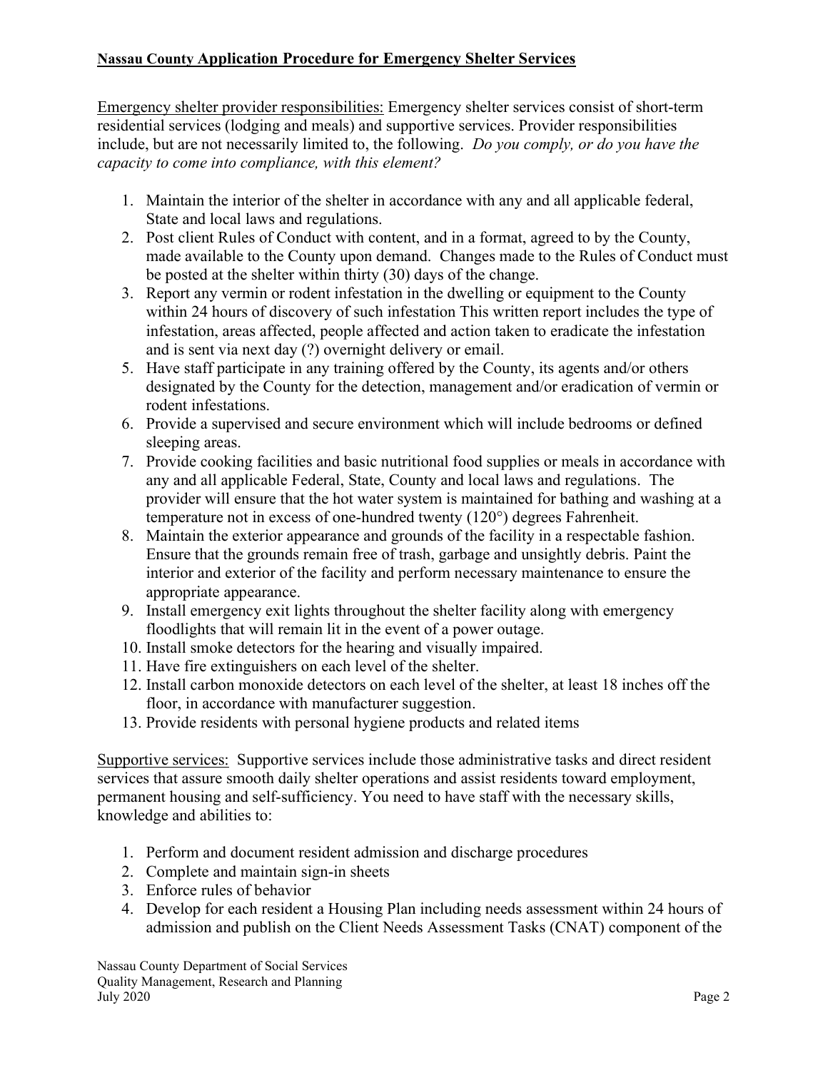**Nassau County Application Procedure for Emergency Shelter Services**

Emergency shelter provider responsibilities: Emergency shelter services consist of short-term residential services (lodging and meals) and supportive services. Provider responsibilities include, but are not necessarily limited to, the following. *Do you comply, or do you have the capacity to come into compliance, with this element?*

1. Maintain the interior of the shelter in accordance with any and all applicable federal, State and local laws and regulations.
2. Post client Rules of Conduct with content, and in a format, agreed to by the County, made available to the County upon demand. Changes made to the Rules of Conduct must be posted at the shelter within thirty (30) days of the change.
3. Report any vermin or rodent infestation in the dwelling or equipment to the County within 24 hours of discovery of such infestation This written report includes the type of infestation, areas affected, people affected and action taken to eradicate the infestation and is sent via next day (?) overnight delivery or email.
5. Have staff participate in any training offered by the County, its agents and/or others designated by the County for the detection, management and/or eradication of vermin or rodent infestations.
6. Provide a supervised and secure environment which will include bedrooms or defined sleeping areas.
7. Provide cooking facilities and basic nutritional food supplies or meals in accordance with any and all applicable Federal, State, County and local laws and regulations. The provider will ensure that the hot water system is maintained for bathing and washing at a temperature not in excess of one-hundred twenty (120°) degrees Fahrenheit.
8. Maintain the exterior appearance and grounds of the facility in a respectable fashion. Ensure that the grounds remain free of trash, garbage and unsightly debris. Paint the interior and exterior of the facility and perform necessary maintenance to ensure the appropriate appearance.
9. Install emergency exit lights throughout the shelter facility along with emergency floodlights that will remain lit in the event of a power outage.
10. Install smoke detectors for the hearing and visually impaired.
11. Have fire extinguishers on each level of the shelter.
12. Install carbon monoxide detectors on each level of the shelter, at least 18 inches off the floor, in accordance with manufacturer suggestion.
13. Provide residents with personal hygiene products and related items

Supportive services: Supportive services include those administrative tasks and direct resident services that assure smooth daily shelter operations and assist residents toward employment, permanent housing and self-sufficiency. You need to have staff with the necessary skills, knowledge and abilities to:

1. Perform and document resident admission and discharge procedures
2. Complete and maintain sign-in sheets
3. Enforce rules of behavior
4. Develop for each resident a Housing Plan including needs assessment within 24 hours of admission and publish on the Client Needs Assessment Tasks (CNAT) component of the

Nassau County Department of Social Services
Quality Management, Research and Planning
July 2020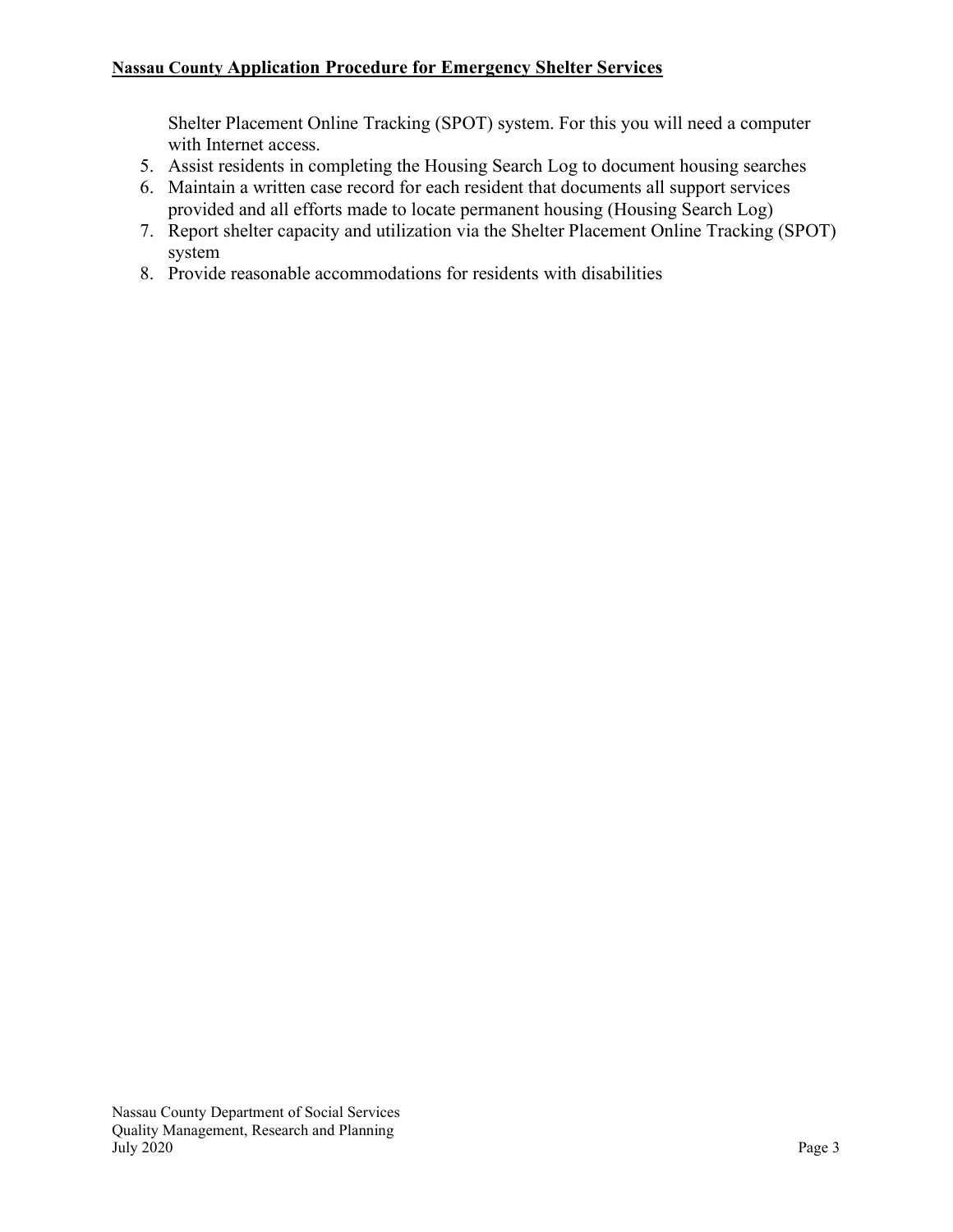Shelter Placement Online Tracking (SPOT) system. For this you will need a computer with Internet access.

5. Assist residents in completing the Housing Search Log to document housing searches
6. Maintain a written case record for each resident that documents all support services provided and all efforts made to locate permanent housing (Housing Search Log)
7. Report shelter capacity and utilization via the Shelter Placement Online Tracking (SPOT) system
8. Provide reasonable accommodations for residents with disabilities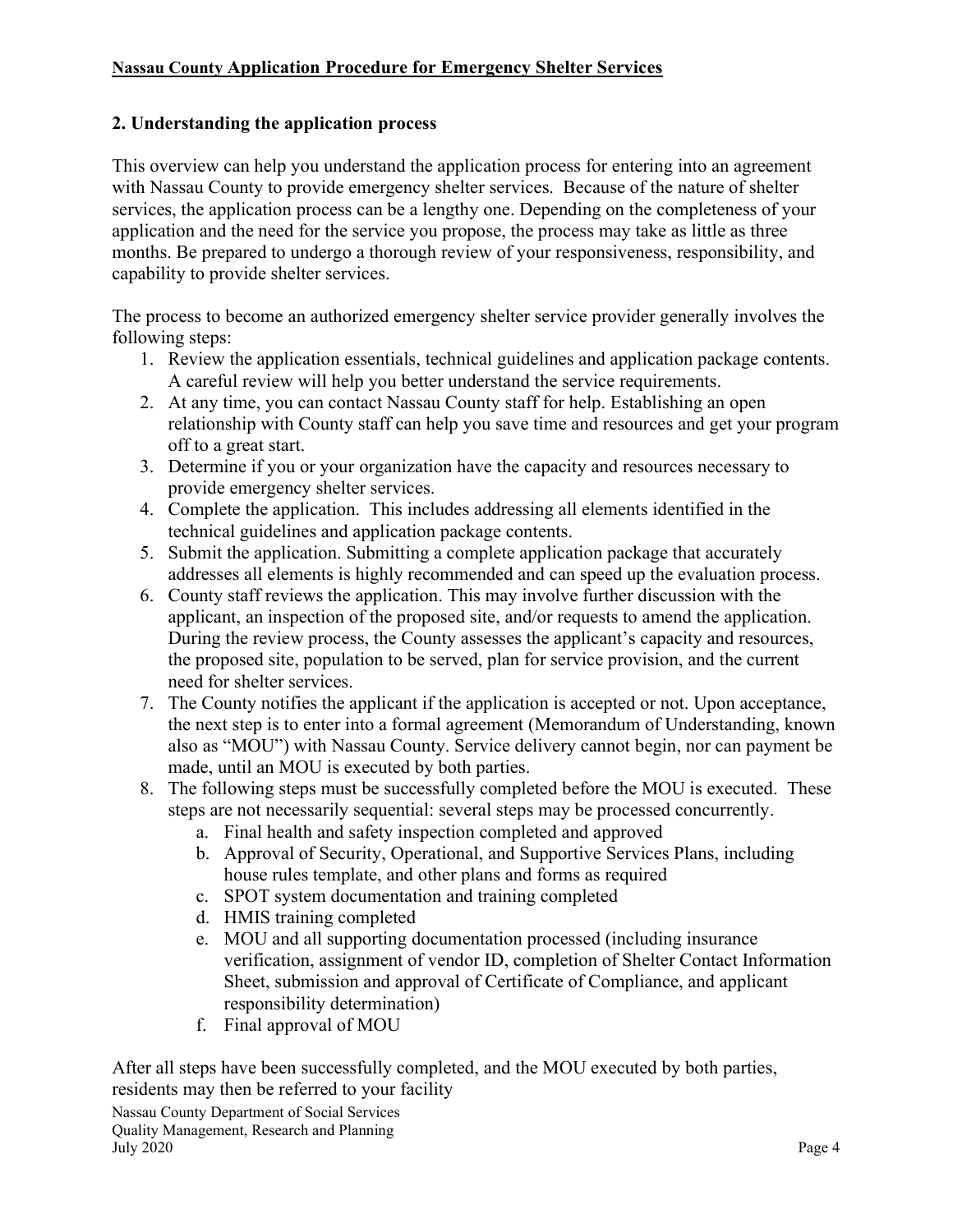## 2. Understanding the application process

This overview can help you understand the application process for entering into an agreement with Nassau County to provide emergency shelter services. Because of the nature of shelter services, the application process can be a lengthy one. Depending on the completeness of your application and the need for the service you propose, the process may take as little as three months. Be prepared to undergo a thorough review of your responsiveness, responsibility, and capability to provide shelter services.

The process to become an authorized emergency shelter service provider generally involves the following steps:

1. Review the application essentials, technical guidelines and application package contents. A careful review will help you better understand the service requirements.
2. At any time, you can contact Nassau County staff for help. Establishing an open relationship with County staff can help you save time and resources and get your program off to a great start.
3. Determine if you or your organization have the capacity and resources necessary to provide emergency shelter services.
4. Complete the application. This includes addressing all elements identified in the technical guidelines and application package contents.
5. Submit the application. Submitting a complete application package that accurately addresses all elements is highly recommended and can speed up the evaluation process.
6. County staff reviews the application. This may involve further discussion with the applicant, an inspection of the proposed site, and/or requests to amend the application. During the review process, the County assesses the applicant's capacity and resources, the proposed site, population to be served, plan for service provision, and the current need for shelter services.
7. The County notifies the applicant if the application is accepted or not. Upon acceptance, the next step is to enter into a formal agreement (Memorandum of Understanding, known also as "MOU") with Nassau County. Service delivery cannot begin, nor can payment be made, until an MOU is executed by both parties.
8. The following steps must be successfully completed before the MOU is executed. These steps are not necessarily sequential: several steps may be processed concurrently.
   a. Final health and safety inspection completed and approved
   b. Approval of Security, Operational, and Supportive Services Plans, including house rules template, and other plans and forms as required
   c. SPOT system documentation and training completed
   d. HMIS training completed
   e. MOU and all supporting documentation processed (including insurance verification, assignment of vendor ID, completion of Shelter Contact Information Sheet, submission and approval of Certificate of Compliance, and applicant responsibility determination)
   f. Final approval of MOU

After all steps have been successfully completed, and the MOU executed by both parties, residents may then be referred to your facility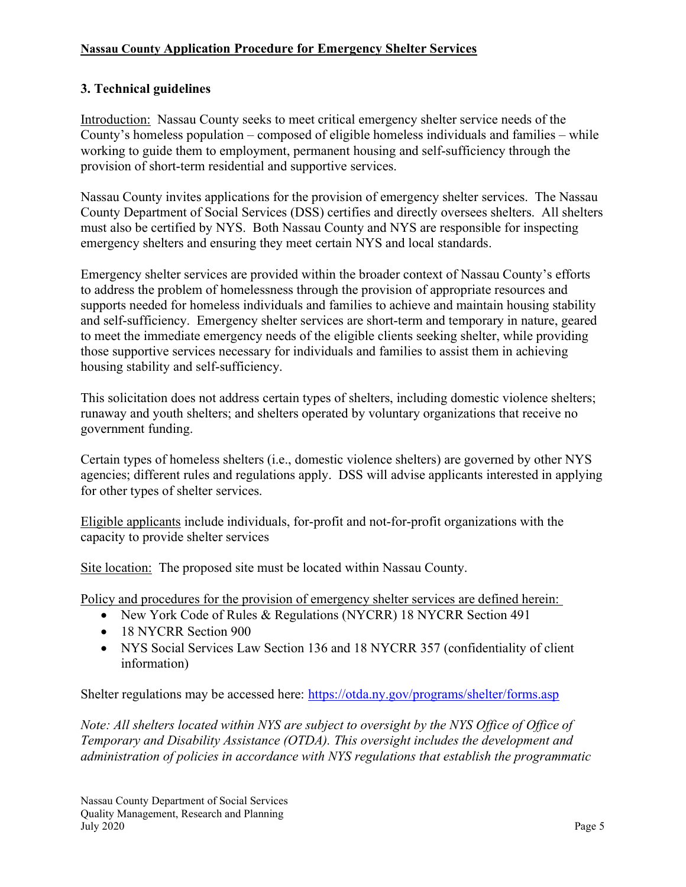### 3. Technical guidelines

Introduction: Nassau County seeks to meet critical emergency shelter service needs of the County's homeless population – composed of eligible homeless individuals and families – while working to guide them to employment, permanent housing and self-sufficiency through the provision of short-term residential and supportive services.

Nassau County invites applications for the provision of emergency shelter services. The Nassau County Department of Social Services (DSS) certifies and directly oversees shelters. All shelters must also be certified by NYS. Both Nassau County and NYS are responsible for inspecting emergency shelters and ensuring they meet certain NYS and local standards.

Emergency shelter services are provided within the broader context of Nassau County's efforts to address the problem of homelessness through the provision of appropriate resources and supports needed for homeless individuals and families to achieve and maintain housing stability and self-sufficiency. Emergency shelter services are short-term and temporary in nature, geared to meet the immediate emergency needs of the eligible clients seeking shelter, while providing those supportive services necessary for individuals and families to assist them in achieving housing stability and self-sufficiency.

This solicitation does not address certain types of shelters, including domestic violence shelters; runaway and youth shelters; and shelters operated by voluntary organizations that receive no government funding.

Certain types of homeless shelters (i.e., domestic violence shelters) are governed by other NYS agencies; different rules and regulations apply. DSS will advise applicants interested in applying for other types of shelter services.

Eligible applicants include individuals, for-profit and not-for-profit organizations with the capacity to provide shelter services

Site location: The proposed site must be located within Nassau County.

Policy and procedures for the provision of emergency shelter services are defined herein:

- New York Code of Rules & Regulations (NYCRR) 18 NYCRR Section 491
- 18 NYCRR Section 900
- NYS Social Services Law Section 136 and 18 NYCRR 357 (confidentiality of client information)

Shelter regulations may be accessed here: https://otda.ny.gov/programs/shelter/forms.asp

*Note: All shelters located within NYS are subject to oversight by the NYS Office of Office of Temporary and Disability Assistance (OTDA). This oversight includes the development and administration of policies in accordance with NYS regulations that establish the programmatic*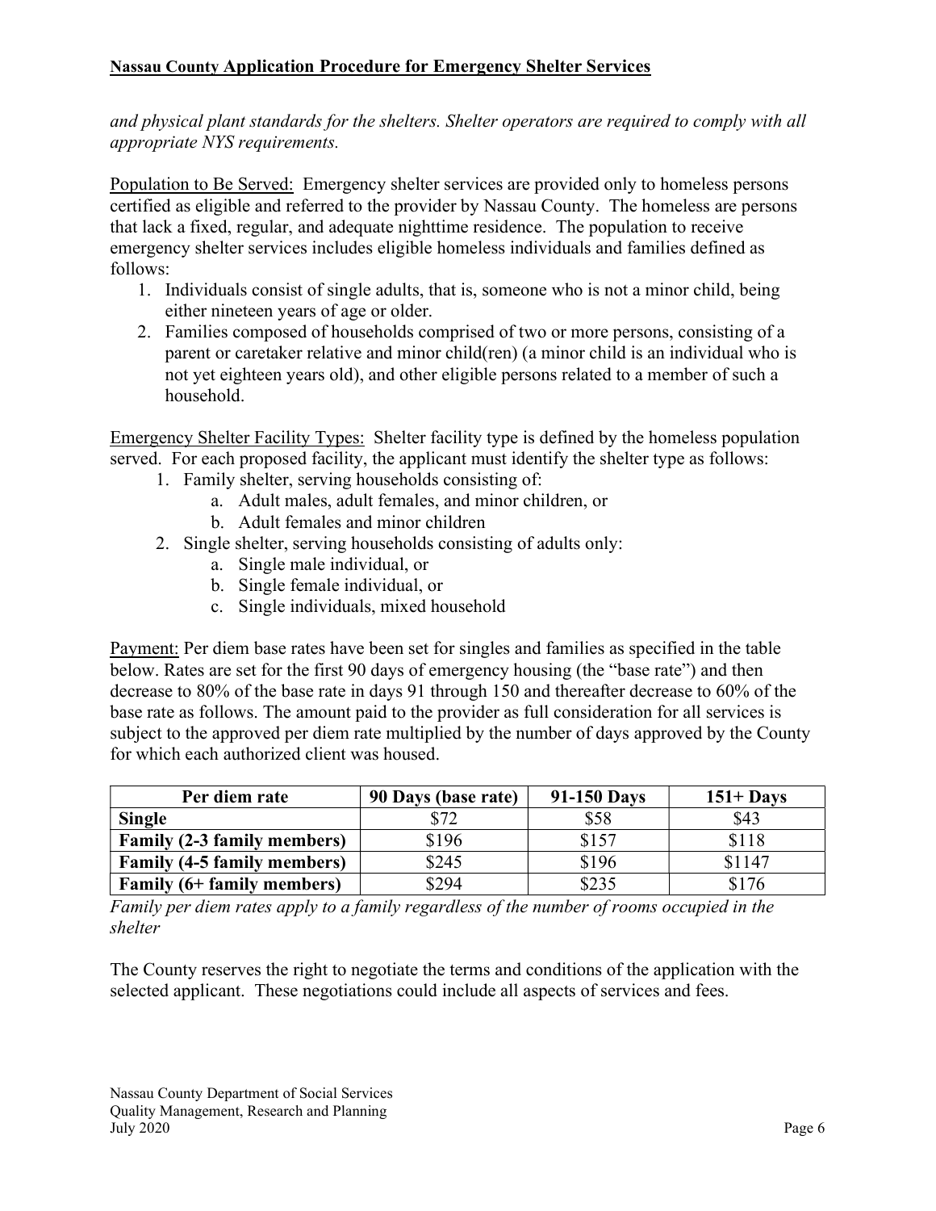*and physical plant standards for the shelters. Shelter operators are required to comply with all appropriate NYS requirements.*

Population to Be Served: Emergency shelter services are provided only to homeless persons certified as eligible and referred to the provider by Nassau County. The homeless are persons that lack a fixed, regular, and adequate nighttime residence. The population to receive emergency shelter services includes eligible homeless individuals and families defined as follows:

1. Individuals consist of single adults, that is, someone who is not a minor child, being either nineteen years of age or older.
2. Families composed of households comprised of two or more persons, consisting of a parent or caretaker relative and minor child(ren) (a minor child is an individual who is not yet eighteen years old), and other eligible persons related to a member of such a household.

Emergency Shelter Facility Types: Shelter facility type is defined by the homeless population served. For each proposed facility, the applicant must identify the shelter type as follows:

1. Family shelter, serving households consisting of:
   a. Adult males, adult females, and minor children, or
   b. Adult females and minor children
2. Single shelter, serving households consisting of adults only:
   a. Single male individual, or
   b. Single female individual, or
   c. Single individuals, mixed household

Payment: Per diem base rates have been set for singles and families as specified in the table below. Rates are set for the first 90 days of emergency housing (the "base rate") and then decrease to 80% of the base rate in days 91 through 150 and thereafter decrease to 60% of the base rate as follows. The amount paid to the provider as full consideration for all services is subject to the approved per diem rate multiplied by the number of days approved by the County for which each authorized client was housed.

| Per diem rate | 90 Days (base rate) | 91-150 Days | 151+ Days |
|---|---|---|---|
| **Single** | $72 | $58 | $43 |
| **Family (2-3 family members)** | $196 | $157 | $118 |
| **Family (4-5 family members)** | $245 | $196 | $1147 |
| **Family (6+ family members)** | $294 | $235 | $176 |

*Family per diem rates apply to a family regardless of the number of rooms occupied in the shelter*

The County reserves the right to negotiate the terms and conditions of the application with the selected applicant. These negotiations could include all aspects of services and fees.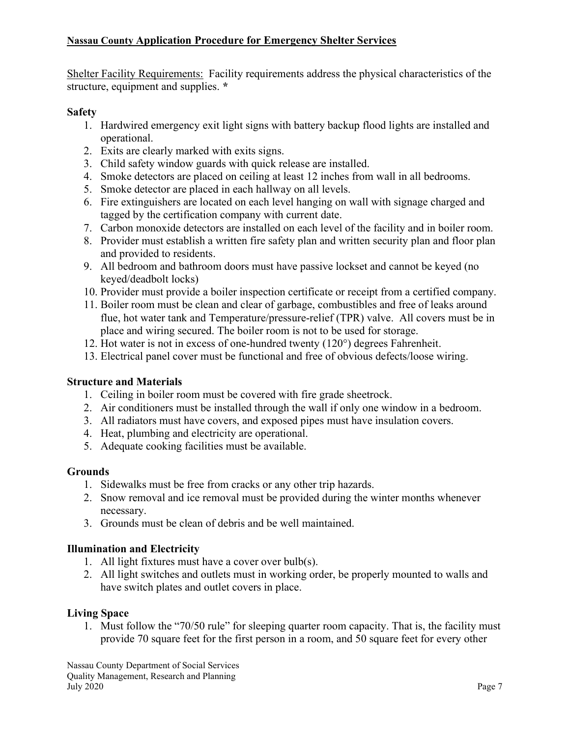**Nassau County Application Procedure for Emergency Shelter Services**

Shelter Facility Requirements: Facility requirements address the physical characteristics of the structure, equipment and supplies. **\***

**Safety**

1. Hardwired emergency exit light signs with battery backup flood lights are installed and operational.
2. Exits are clearly marked with exits signs.
3. Child safety window guards with quick release are installed.
4. Smoke detectors are placed on ceiling at least 12 inches from wall in all bedrooms.
5. Smoke detector are placed in each hallway on all levels.
6. Fire extinguishers are located on each level hanging on wall with signage charged and tagged by the certification company with current date.
7. Carbon monoxide detectors are installed on each level of the facility and in boiler room.
8. Provider must establish a written fire safety plan and written security plan and floor plan and provided to residents.
9. All bedroom and bathroom doors must have passive lockset and cannot be keyed (no keyed/deadbolt locks)
10. Provider must provide a boiler inspection certificate or receipt from a certified company.
11. Boiler room must be clean and clear of garbage, combustibles and free of leaks around flue, hot water tank and Temperature/pressure-relief (TPR) valve. All covers must be in place and wiring secured. The boiler room is not to be used for storage.
12. Hot water is not in excess of one-hundred twenty (120°) degrees Fahrenheit.
13. Electrical panel cover must be functional and free of obvious defects/loose wiring.

**Structure and Materials**

1. Ceiling in boiler room must be covered with fire grade sheetrock.
2. Air conditioners must be installed through the wall if only one window in a bedroom.
3. All radiators must have covers, and exposed pipes must have insulation covers.
4. Heat, plumbing and electricity are operational.
5. Adequate cooking facilities must be available.

**Grounds**

1. Sidewalks must be free from cracks or any other trip hazards.
2. Snow removal and ice removal must be provided during the winter months whenever necessary.
3. Grounds must be clean of debris and be well maintained.

**Illumination and Electricity**

1. All light fixtures must have a cover over bulb(s).
2. All light switches and outlets must in working order, be properly mounted to walls and have switch plates and outlet covers in place.

**Living Space**

1. Must follow the "70/50 rule" for sleeping quarter room capacity. That is, the facility must provide 70 square feet for the first person in a room, and 50 square feet for every other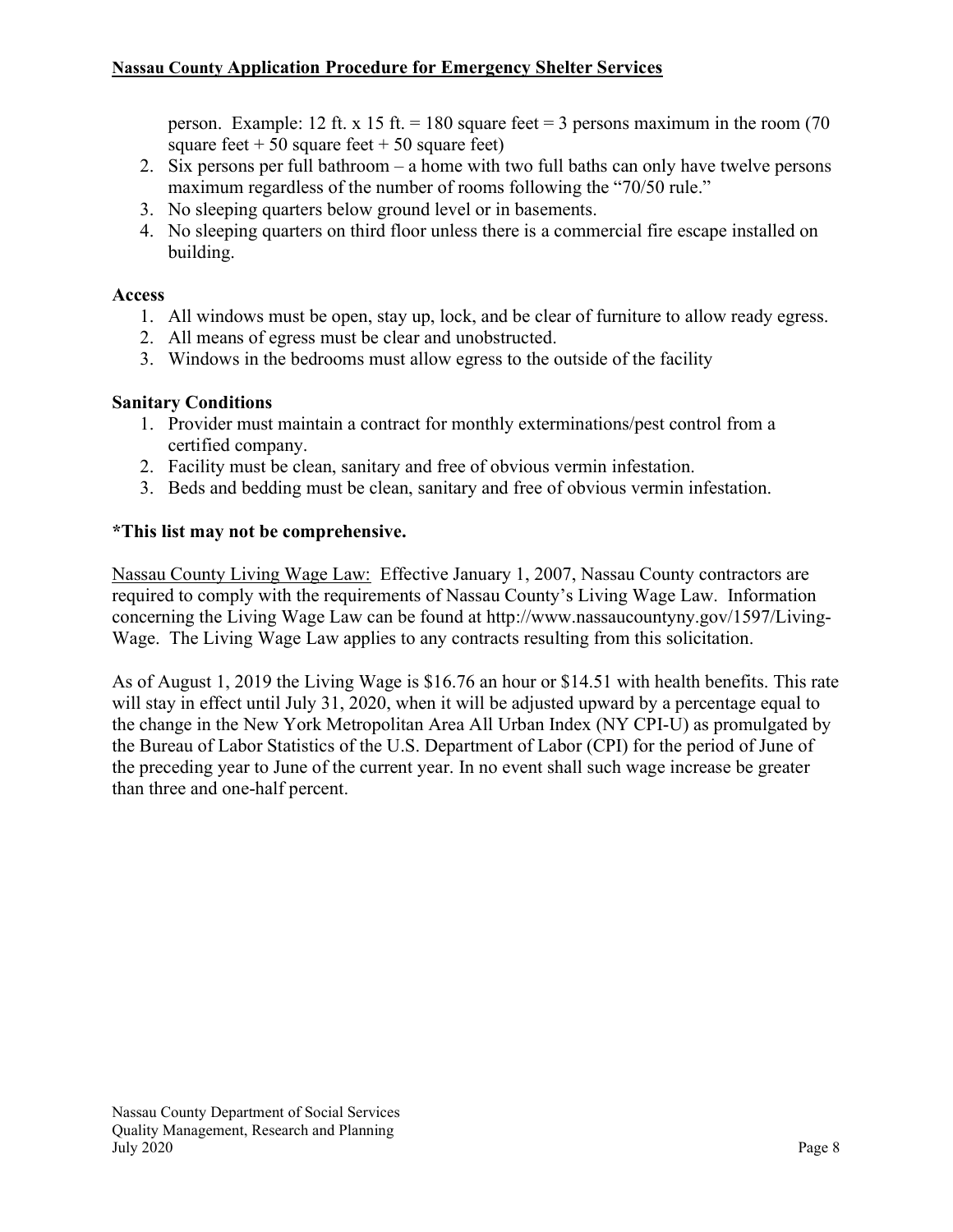person. Example: 12 ft. x 15 ft. = 180 square feet = 3 persons maximum in the room (70 square feet + 50 square feet + 50 square feet)

2. Six persons per full bathroom – a home with two full baths can only have twelve persons maximum regardless of the number of rooms following the "70/50 rule."
3. No sleeping quarters below ground level or in basements.
4. No sleeping quarters on third floor unless there is a commercial fire escape installed on building.

**Access**

1. All windows must be open, stay up, lock, and be clear of furniture to allow ready egress.
2. All means of egress must be clear and unobstructed.
3. Windows in the bedrooms must allow egress to the outside of the facility

**Sanitary Conditions**

1. Provider must maintain a contract for monthly exterminations/pest control from a certified company.
2. Facility must be clean, sanitary and free of obvious vermin infestation.
3. Beds and bedding must be clean, sanitary and free of obvious vermin infestation.

**\*This list may not be comprehensive.**

Nassau County Living Wage Law: Effective January 1, 2007, Nassau County contractors are required to comply with the requirements of Nassau County's Living Wage Law. Information concerning the Living Wage Law can be found at http://www.nassaucountyny.gov/1597/Living-Wage. The Living Wage Law applies to any contracts resulting from this solicitation.

As of August 1, 2019 the Living Wage is $16.76 an hour or $14.51 with health benefits. This rate will stay in effect until July 31, 2020, when it will be adjusted upward by a percentage equal to the change in the New York Metropolitan Area All Urban Index (NY CPI-U) as promulgated by the Bureau of Labor Statistics of the U.S. Department of Labor (CPI) for the period of June of the preceding year to June of the current year. In no event shall such wage increase be greater than three and one-half percent.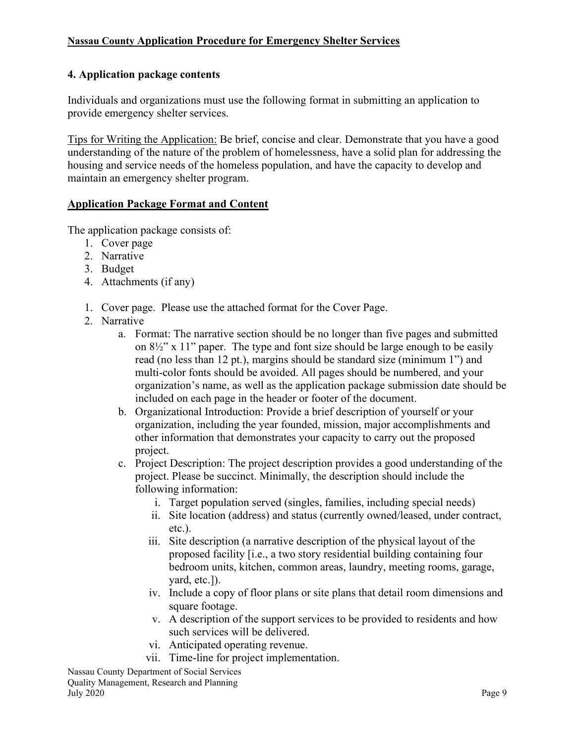## 4. Application package contents

Individuals and organizations must use the following format in submitting an application to provide emergency shelter services.

Tips for Writing the Application: Be brief, concise and clear. Demonstrate that you have a good understanding of the nature of the problem of homelessness, have a solid plan for addressing the housing and service needs of the homeless population, and have the capacity to develop and maintain an emergency shelter program.

### Application Package Format and Content

The application package consists of:

1. Cover page
2. Narrative
3. Budget
4. Attachments (if any)

1. Cover page. Please use the attached format for the Cover Page.
2. Narrative
   a. Format: The narrative section should be no longer than five pages and submitted on 8½" x 11" paper. The type and font size should be large enough to be easily read (no less than 12 pt.), margins should be standard size (minimum 1") and multi-color fonts should be avoided. All pages should be numbered, and your organization's name, as well as the application package submission date should be included on each page in the header or footer of the document.
   b. Organizational Introduction: Provide a brief description of yourself or your organization, including the year founded, mission, major accomplishments and other information that demonstrates your capacity to carry out the proposed project.
   c. Project Description: The project description provides a good understanding of the project. Please be succinct. Minimally, the description should include the following information:
      i. Target population served (singles, families, including special needs)
      ii. Site location (address) and status (currently owned/leased, under contract, etc.).
      iii. Site description (a narrative description of the physical layout of the proposed facility [i.e., a two story residential building containing four bedroom units, kitchen, common areas, laundry, meeting rooms, garage, yard, etc.]).
      iv. Include a copy of floor plans or site plans that detail room dimensions and square footage.
      v. A description of the support services to be provided to residents and how such services will be delivered.
      vi. Anticipated operating revenue.
      vii. Time-line for project implementation.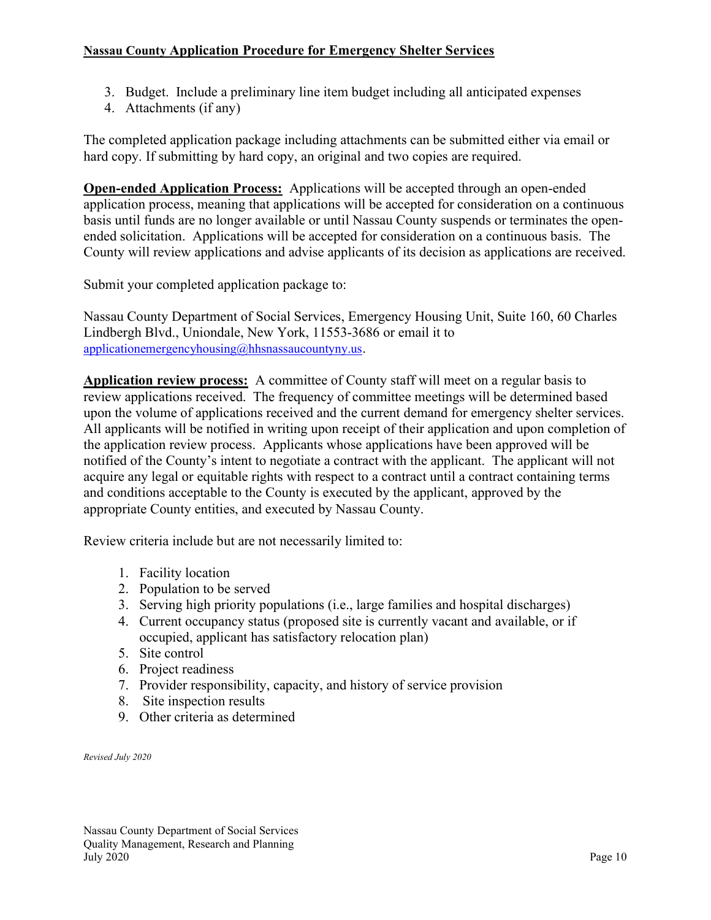3. Budget. Include a preliminary line item budget including all anticipated expenses
4. Attachments (if any)

The completed application package including attachments can be submitted either via email or hard copy. If submitting by hard copy, an original and two copies are required.

**Open-ended Application Process:** Applications will be accepted through an open-ended application process, meaning that applications will be accepted for consideration on a continuous basis until funds are no longer available or until Nassau County suspends or terminates the open-ended solicitation. Applications will be accepted for consideration on a continuous basis. The County will review applications and advise applicants of its decision as applications are received.

Submit your completed application package to:

Nassau County Department of Social Services, Emergency Housing Unit, Suite 160, 60 Charles Lindbergh Blvd., Uniondale, New York, 11553-3686 or email it to applicationemergencyhousing@hhsnassaucountyny.us.

**Application review process:** A committee of County staff will meet on a regular basis to review applications received. The frequency of committee meetings will be determined based upon the volume of applications received and the current demand for emergency shelter services. All applicants will be notified in writing upon receipt of their application and upon completion of the application review process. Applicants whose applications have been approved will be notified of the County's intent to negotiate a contract with the applicant. The applicant will not acquire any legal or equitable rights with respect to a contract until a contract containing terms and conditions acceptable to the County is executed by the applicant, approved by the appropriate County entities, and executed by Nassau County.

Review criteria include but are not necessarily limited to:

1. Facility location
2. Population to be served
3. Serving high priority populations (i.e., large families and hospital discharges)
4. Current occupancy status (proposed site is currently vacant and available, or if occupied, applicant has satisfactory relocation plan)
5. Site control
6. Project readiness
7. Provider responsibility, capacity, and history of service provision
8. Site inspection results
9. Other criteria as determined

*Revised July 2020*